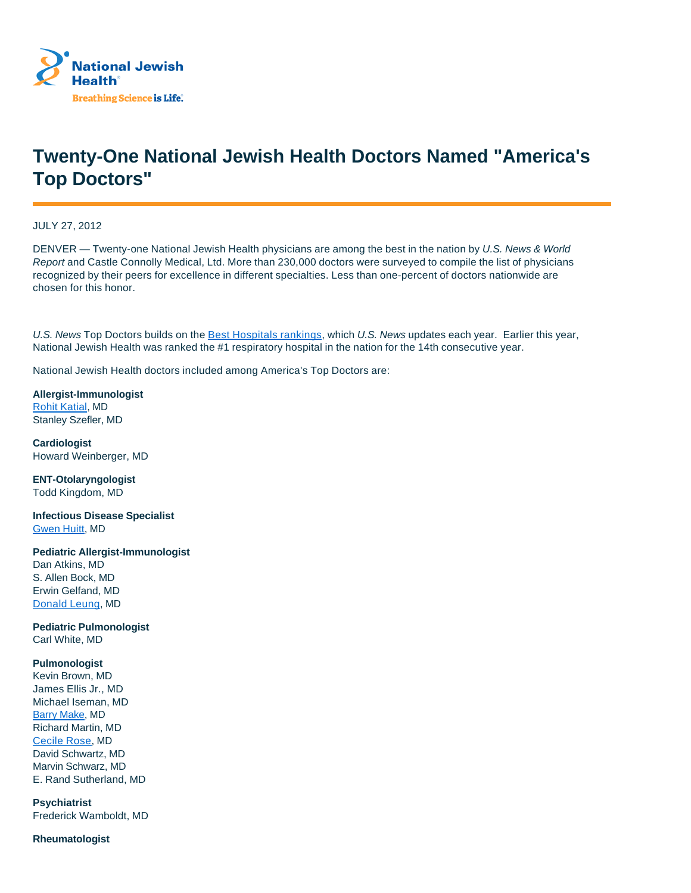National Jewish Health

Breathing Science is Life.

# Twenty-One National Jewish Health Doctors Named "America's Top Doctors"

JULY 27, 2012

DENVER — Twenty-one National Jewish Health physicians are among the best in the nation by *U.S. News & World Report* and Castle Connolly Medical, Ltd. More than 230,000 doctors were surveyed to compile the list of physicians recognized by their peers for excellence in different specialties. Less than one-percent of doctors nationwide are chosen for this honor.

*U.S. News* Top Doctors builds on the Best Hospitals rankings, which *U.S. News* updates each year. Earlier this year, National Jewish Health was ranked the #1 respiratory hospital in the nation for the 14th consecutive year.

National Jewish Health doctors included among America's Top Doctors are:

**Allergist-Immunologist**
Rohit Katial, MD
Stanley Szefler, MD

**Cardiologist**
Howard Weinberger, MD

**ENT-Otolaryngologist**
Todd Kingdom, MD

**Infectious Disease Specialist**
Gwen Huitt, MD

**Pediatric Allergist-Immunologist**
Dan Atkins, MD
S. Allen Bock, MD
Erwin Gelfand, MD
Donald Leung, MD

**Pediatric Pulmonologist**
Carl White, MD

**Pulmonologist**
Kevin Brown, MD
James Ellis Jr., MD
Michael Iseman, MD
Barry Make, MD
Richard Martin, MD
Cecile Rose, MD
David Schwartz, MD
Marvin Schwarz, MD
E. Rand Sutherland, MD

**Psychiatrist**
Frederick Wamboldt, MD

**Rheumatologist**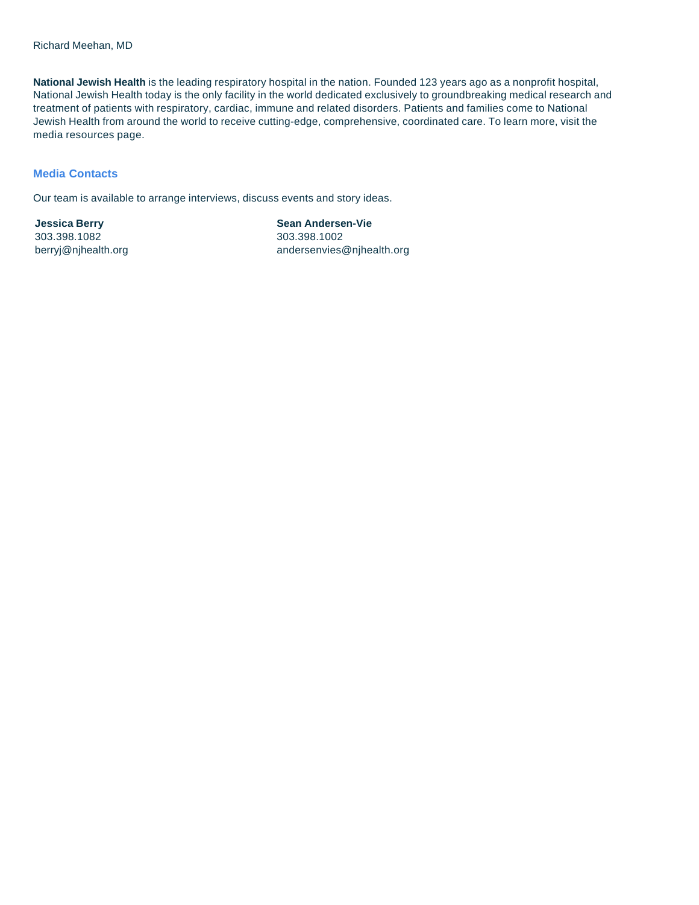Richard Meehan, MD

**National Jewish Health** is the leading respiratory hospital in the nation. Founded 123 years ago as a nonprofit hospital, National Jewish Health today is the only facility in the world dedicated exclusively to groundbreaking medical research and treatment of patients with respiratory, cardiac, immune and related disorders. Patients and families come to National Jewish Health from around the world to receive cutting-edge, comprehensive, coordinated care. To learn more, visit the media resources page.

## Media Contacts

Our team is available to arrange interviews, discuss events and story ideas.

**Jessica Berry**
303.398.1082
berryj@njhealth.org

**Sean Andersen-Vie**
303.398.1002
andersenvies@njhealth.org